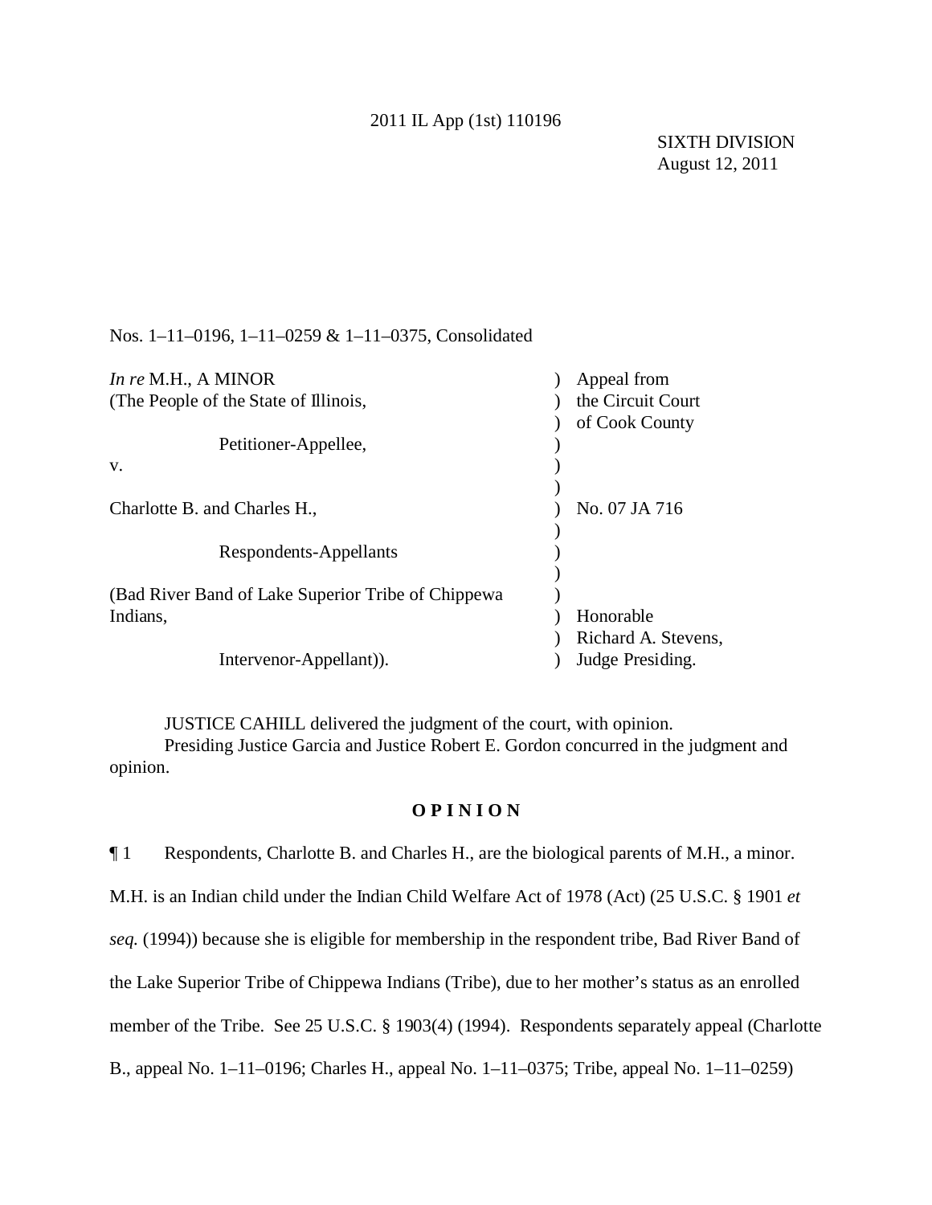2011 IL App (1st) 110196

SIXTH DIVISION
August 12, 2011

Nos. 1–11–0196, 1–11–0259 & 1–11–0375, Consolidated

| | | |
|---|---|---|
| *In re* M.H., A MINOR | ) | Appeal from |
| (The People of the State of Illinois, | ) | the Circuit Court |
| | ) | of Cook County |
| Petitioner-Appellee, | ) | |
| v. | ) | |
| | ) | |
| Charlotte B. and Charles H., | ) | No. 07 JA 716 |
| | ) | |
| Respondents-Appellants | ) | |
| | ) | |
| (Bad River Band of Lake Superior Tribe of Chippewa | ) | |
| Indians, | ) | Honorable |
| | ) | Richard A. Stevens, |
| Intervenor-Appellant)). | ) | Judge Presiding. |

JUSTICE CAHILL delivered the judgment of the court, with opinion.
Presiding Justice Garcia and Justice Robert E. Gordon concurred in the judgment and opinion.

**O P I N I O N**

¶ 1 Respondents, Charlotte B. and Charles H., are the biological parents of M.H., a minor. M.H. is an Indian child under the Indian Child Welfare Act of 1978 (Act) (25 U.S.C. § 1901 *et seq.* (1994)) because she is eligible for membership in the respondent tribe, Bad River Band of the Lake Superior Tribe of Chippewa Indians (Tribe), due to her mother's status as an enrolled member of the Tribe. See 25 U.S.C. § 1903(4) (1994). Respondents separately appeal (Charlotte B., appeal No. 1–11–0196; Charles H., appeal No. 1–11–0375; Tribe, appeal No. 1–11–0259)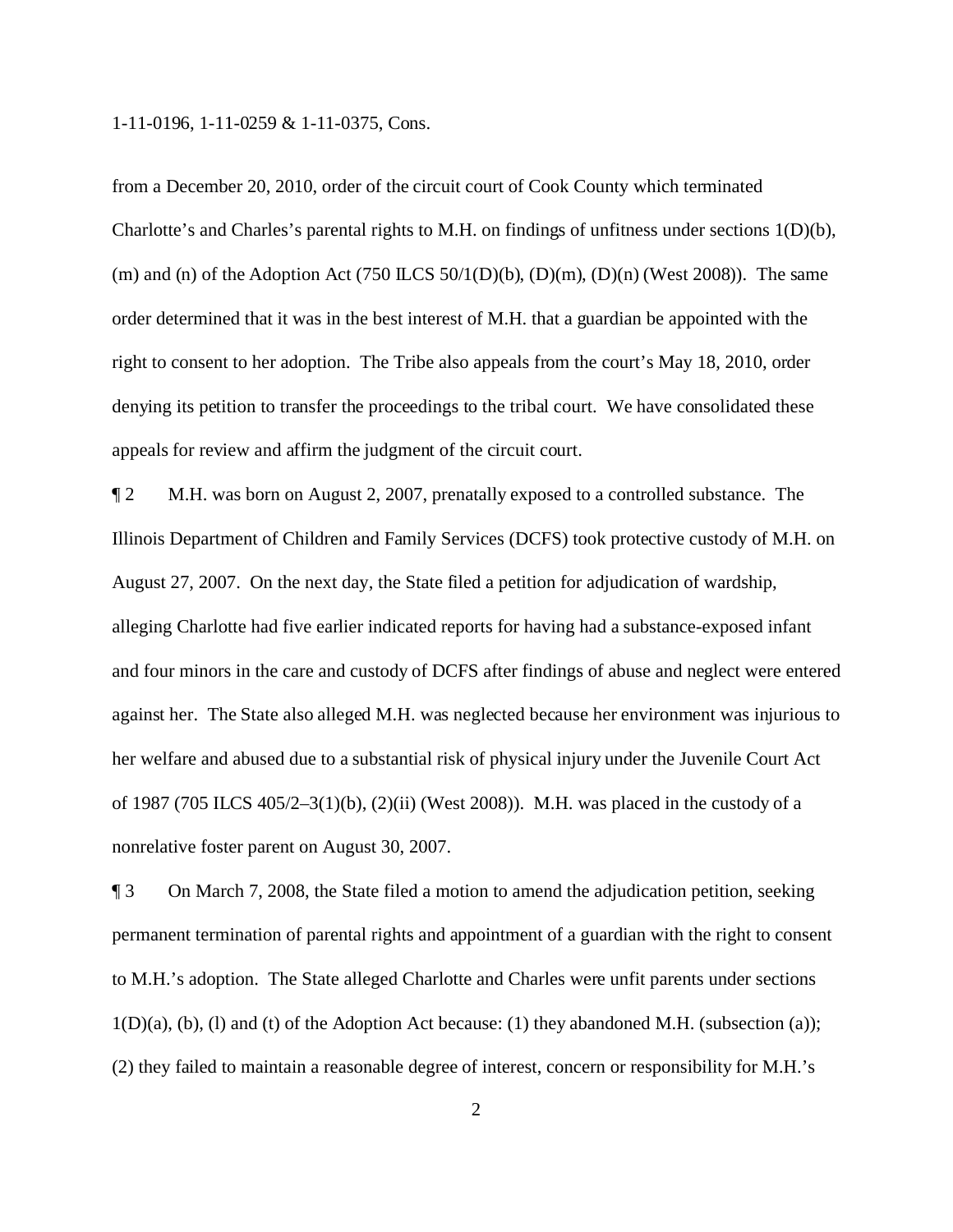from a December 20, 2010, order of the circuit court of Cook County which terminated Charlotte's and Charles's parental rights to M.H. on findings of unfitness under sections 1(D)(b), (m) and (n) of the Adoption Act (750 ILCS 50/1(D)(b), (D)(m), (D)(n) (West 2008)). The same order determined that it was in the best interest of M.H. that a guardian be appointed with the right to consent to her adoption. The Tribe also appeals from the court's May 18, 2010, order denying its petition to transfer the proceedings to the tribal court. We have consolidated these appeals for review and affirm the judgment of the circuit court.

¶ 2 M.H. was born on August 2, 2007, prenatally exposed to a controlled substance. The Illinois Department of Children and Family Services (DCFS) took protective custody of M.H. on August 27, 2007. On the next day, the State filed a petition for adjudication of wardship, alleging Charlotte had five earlier indicated reports for having had a substance-exposed infant and four minors in the care and custody of DCFS after findings of abuse and neglect were entered against her. The State also alleged M.H. was neglected because her environment was injurious to her welfare and abused due to a substantial risk of physical injury under the Juvenile Court Act of 1987 (705 ILCS 405/2–3(1)(b), (2)(ii) (West 2008)). M.H. was placed in the custody of a nonrelative foster parent on August 30, 2007.

¶ 3 On March 7, 2008, the State filed a motion to amend the adjudication petition, seeking permanent termination of parental rights and appointment of a guardian with the right to consent to M.H.'s adoption. The State alleged Charlotte and Charles were unfit parents under sections 1(D)(a), (b), (l) and (t) of the Adoption Act because: (1) they abandoned M.H. (subsection (a)); (2) they failed to maintain a reasonable degree of interest, concern or responsibility for M.H.'s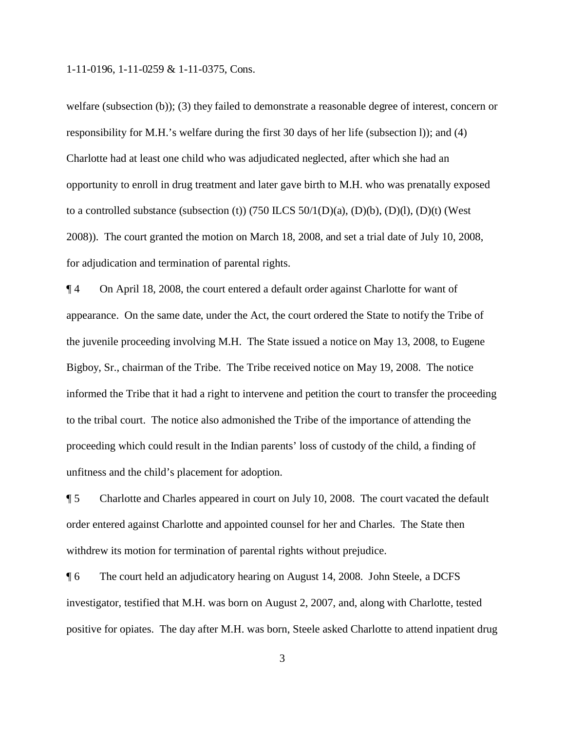welfare (subsection (b)); (3) they failed to demonstrate a reasonable degree of interest, concern or responsibility for M.H.'s welfare during the first 30 days of her life (subsection l)); and (4) Charlotte had at least one child who was adjudicated neglected, after which she had an opportunity to enroll in drug treatment and later gave birth to M.H. who was prenatally exposed to a controlled substance (subsection (t)) (750 ILCS 50/1(D)(a), (D)(b), (D)(l), (D)(t) (West 2008)). The court granted the motion on March 18, 2008, and set a trial date of July 10, 2008, for adjudication and termination of parental rights.

¶ 4 On April 18, 2008, the court entered a default order against Charlotte for want of appearance. On the same date, under the Act, the court ordered the State to notify the Tribe of the juvenile proceeding involving M.H. The State issued a notice on May 13, 2008, to Eugene Bigboy, Sr., chairman of the Tribe. The Tribe received notice on May 19, 2008. The notice informed the Tribe that it had a right to intervene and petition the court to transfer the proceeding to the tribal court. The notice also admonished the Tribe of the importance of attending the proceeding which could result in the Indian parents' loss of custody of the child, a finding of unfitness and the child's placement for adoption.

¶ 5 Charlotte and Charles appeared in court on July 10, 2008. The court vacated the default order entered against Charlotte and appointed counsel for her and Charles. The State then withdrew its motion for termination of parental rights without prejudice.

¶ 6 The court held an adjudicatory hearing on August 14, 2008. John Steele, a DCFS investigator, testified that M.H. was born on August 2, 2007, and, along with Charlotte, tested positive for opiates. The day after M.H. was born, Steele asked Charlotte to attend inpatient drug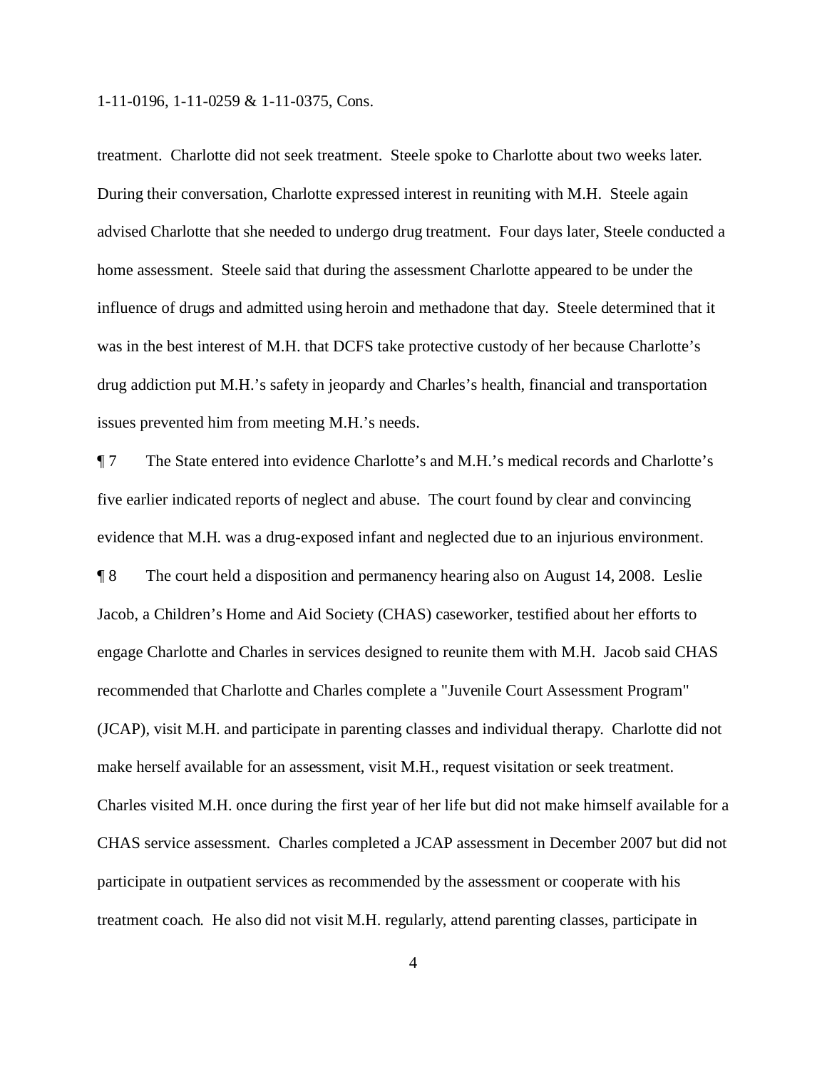treatment. Charlotte did not seek treatment. Steele spoke to Charlotte about two weeks later. During their conversation, Charlotte expressed interest in reuniting with M.H. Steele again advised Charlotte that she needed to undergo drug treatment. Four days later, Steele conducted a home assessment. Steele said that during the assessment Charlotte appeared to be under the influence of drugs and admitted using heroin and methadone that day. Steele determined that it was in the best interest of M.H. that DCFS take protective custody of her because Charlotte's drug addiction put M.H.'s safety in jeopardy and Charles's health, financial and transportation issues prevented him from meeting M.H.'s needs.

¶ 7 The State entered into evidence Charlotte's and M.H.'s medical records and Charlotte's five earlier indicated reports of neglect and abuse. The court found by clear and convincing evidence that M.H. was a drug-exposed infant and neglected due to an injurious environment.

¶ 8 The court held a disposition and permanency hearing also on August 14, 2008. Leslie Jacob, a Children's Home and Aid Society (CHAS) caseworker, testified about her efforts to engage Charlotte and Charles in services designed to reunite them with M.H. Jacob said CHAS recommended that Charlotte and Charles complete a "Juvenile Court Assessment Program" (JCAP), visit M.H. and participate in parenting classes and individual therapy. Charlotte did not make herself available for an assessment, visit M.H., request visitation or seek treatment. Charles visited M.H. once during the first year of her life but did not make himself available for a CHAS service assessment. Charles completed a JCAP assessment in December 2007 but did not participate in outpatient services as recommended by the assessment or cooperate with his treatment coach. He also did not visit M.H. regularly, attend parenting classes, participate in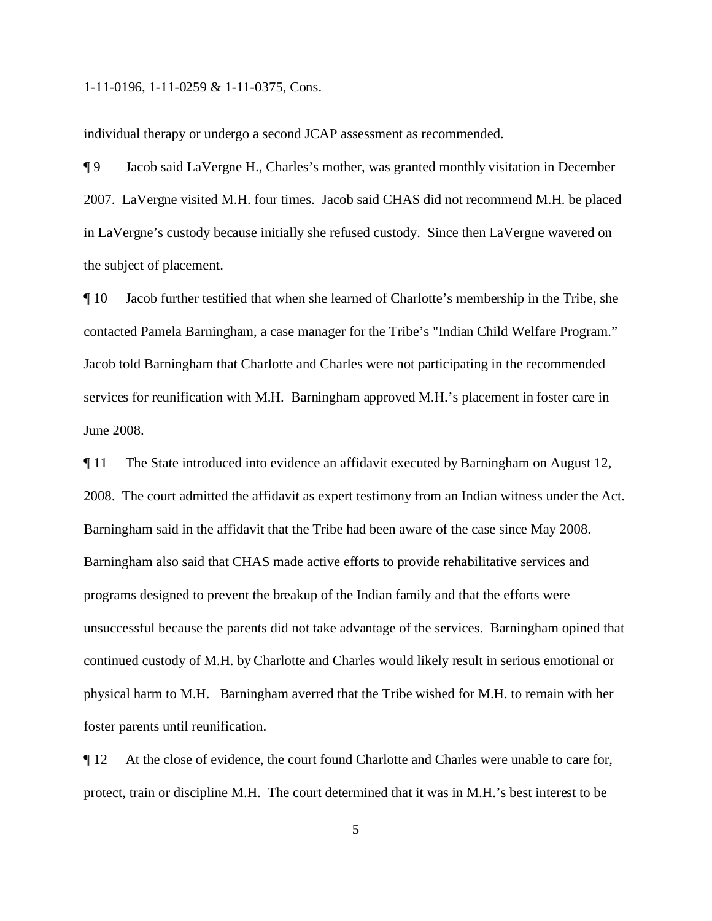individual therapy or undergo a second JCAP assessment as recommended.

¶ 9 Jacob said LaVergne H., Charles's mother, was granted monthly visitation in December 2007. LaVergne visited M.H. four times. Jacob said CHAS did not recommend M.H. be placed in LaVergne's custody because initially she refused custody. Since then LaVergne wavered on the subject of placement.

¶ 10 Jacob further testified that when she learned of Charlotte's membership in the Tribe, she contacted Pamela Barningham, a case manager for the Tribe's "Indian Child Welfare Program." Jacob told Barningham that Charlotte and Charles were not participating in the recommended services for reunification with M.H. Barningham approved M.H.'s placement in foster care in June 2008.

¶ 11 The State introduced into evidence an affidavit executed by Barningham on August 12, 2008. The court admitted the affidavit as expert testimony from an Indian witness under the Act. Barningham said in the affidavit that the Tribe had been aware of the case since May 2008. Barningham also said that CHAS made active efforts to provide rehabilitative services and programs designed to prevent the breakup of the Indian family and that the efforts were unsuccessful because the parents did not take advantage of the services. Barningham opined that continued custody of M.H. by Charlotte and Charles would likely result in serious emotional or physical harm to M.H. Barningham averred that the Tribe wished for M.H. to remain with her foster parents until reunification.

¶ 12 At the close of evidence, the court found Charlotte and Charles were unable to care for, protect, train or discipline M.H. The court determined that it was in M.H.'s best interest to be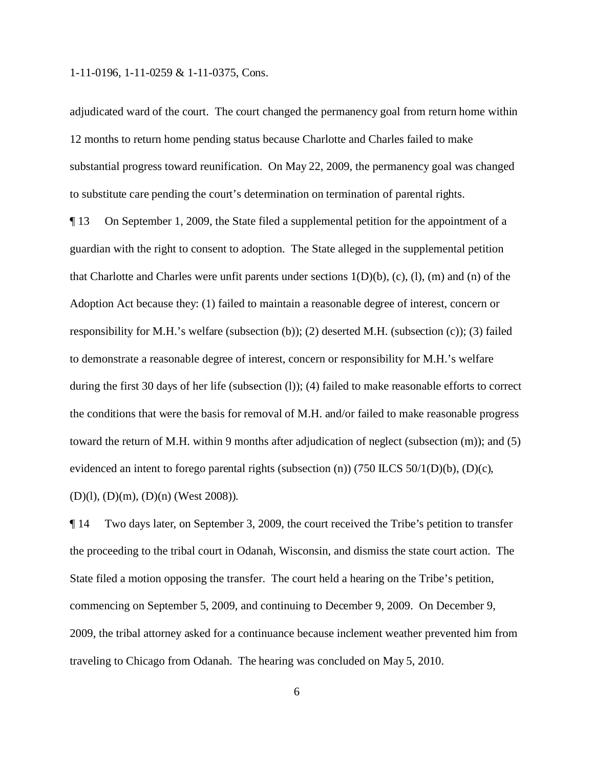adjudicated ward of the court. The court changed the permanency goal from return home within 12 months to return home pending status because Charlotte and Charles failed to make substantial progress toward reunification. On May 22, 2009, the permanency goal was changed to substitute care pending the court's determination on termination of parental rights.

¶ 13 On September 1, 2009, the State filed a supplemental petition for the appointment of a guardian with the right to consent to adoption. The State alleged in the supplemental petition that Charlotte and Charles were unfit parents under sections 1(D)(b), (c), (l), (m) and (n) of the Adoption Act because they: (1) failed to maintain a reasonable degree of interest, concern or responsibility for M.H.'s welfare (subsection (b)); (2) deserted M.H. (subsection (c)); (3) failed to demonstrate a reasonable degree of interest, concern or responsibility for M.H.'s welfare during the first 30 days of her life (subsection (l)); (4) failed to make reasonable efforts to correct the conditions that were the basis for removal of M.H. and/or failed to make reasonable progress toward the return of M.H. within 9 months after adjudication of neglect (subsection (m)); and (5) evidenced an intent to forego parental rights (subsection (n)) (750 ILCS 50/1(D)(b), (D)(c), (D)(l), (D)(m), (D)(n) (West 2008)).

¶ 14 Two days later, on September 3, 2009, the court received the Tribe's petition to transfer the proceeding to the tribal court in Odanah, Wisconsin, and dismiss the state court action. The State filed a motion opposing the transfer. The court held a hearing on the Tribe's petition, commencing on September 5, 2009, and continuing to December 9, 2009. On December 9, 2009, the tribal attorney asked for a continuance because inclement weather prevented him from traveling to Chicago from Odanah. The hearing was concluded on May 5, 2010.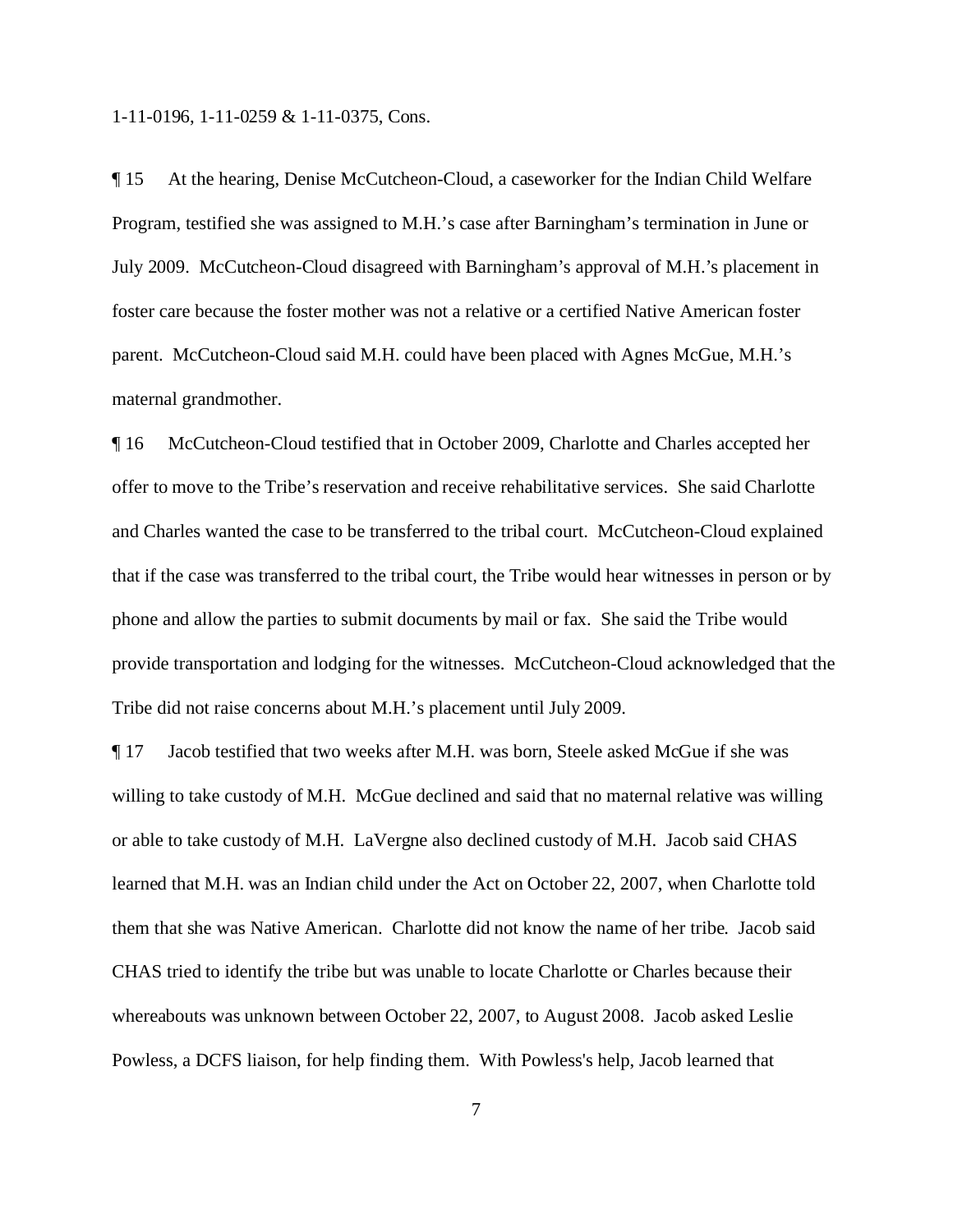¶ 15 At the hearing, Denise McCutcheon-Cloud, a caseworker for the Indian Child Welfare Program, testified she was assigned to M.H.'s case after Barningham's termination in June or July 2009. McCutcheon-Cloud disagreed with Barningham's approval of M.H.'s placement in foster care because the foster mother was not a relative or a certified Native American foster parent. McCutcheon-Cloud said M.H. could have been placed with Agnes McGue, M.H.'s maternal grandmother.

¶ 16 McCutcheon-Cloud testified that in October 2009, Charlotte and Charles accepted her offer to move to the Tribe's reservation and receive rehabilitative services. She said Charlotte and Charles wanted the case to be transferred to the tribal court. McCutcheon-Cloud explained that if the case was transferred to the tribal court, the Tribe would hear witnesses in person or by phone and allow the parties to submit documents by mail or fax. She said the Tribe would provide transportation and lodging for the witnesses. McCutcheon-Cloud acknowledged that the Tribe did not raise concerns about M.H.'s placement until July 2009.

¶ 17 Jacob testified that two weeks after M.H. was born, Steele asked McGue if she was willing to take custody of M.H. McGue declined and said that no maternal relative was willing or able to take custody of M.H. LaVergne also declined custody of M.H. Jacob said CHAS learned that M.H. was an Indian child under the Act on October 22, 2007, when Charlotte told them that she was Native American. Charlotte did not know the name of her tribe. Jacob said CHAS tried to identify the tribe but was unable to locate Charlotte or Charles because their whereabouts was unknown between October 22, 2007, to August 2008. Jacob asked Leslie Powless, a DCFS liaison, for help finding them. With Powless's help, Jacob learned that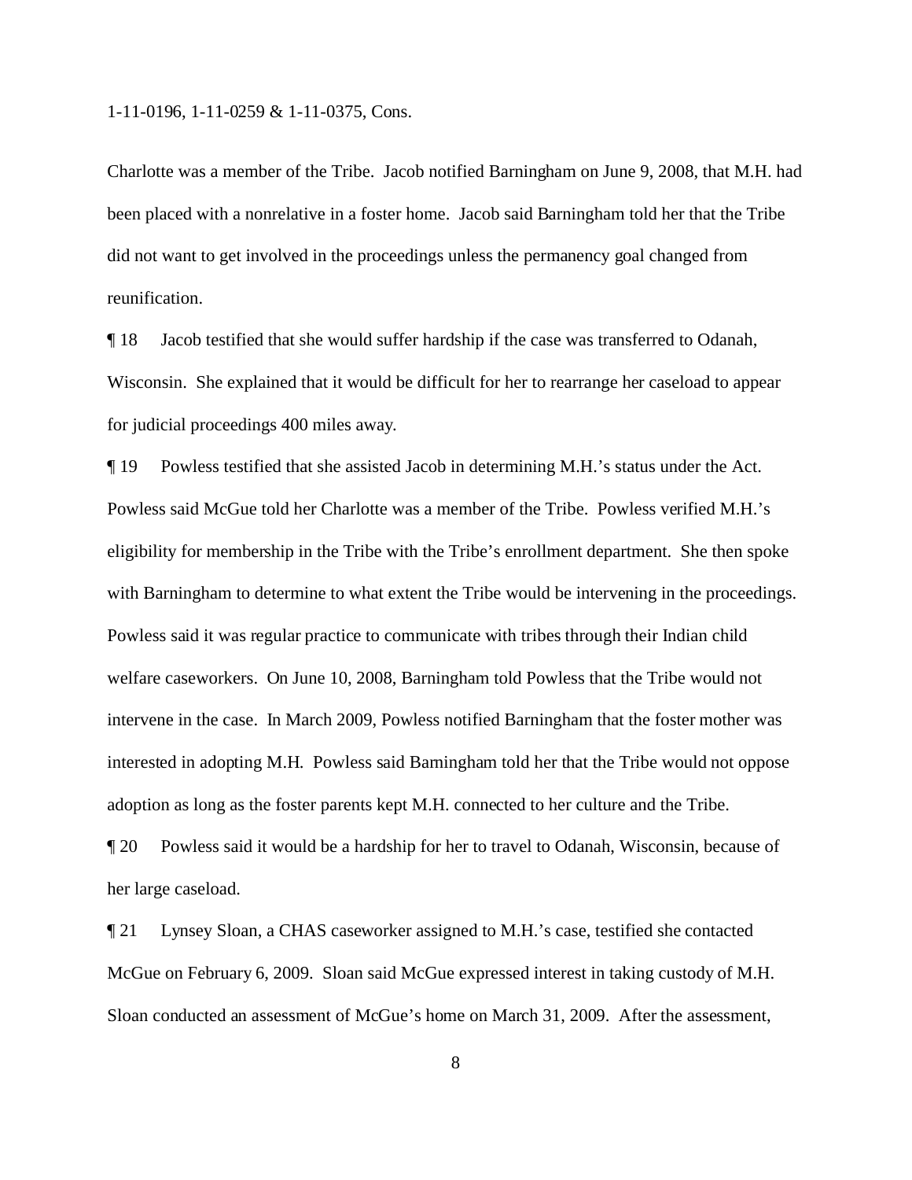Charlotte was a member of the Tribe. Jacob notified Barningham on June 9, 2008, that M.H. had been placed with a nonrelative in a foster home. Jacob said Barningham told her that the Tribe did not want to get involved in the proceedings unless the permanency goal changed from reunification.

¶ 18 Jacob testified that she would suffer hardship if the case was transferred to Odanah, Wisconsin. She explained that it would be difficult for her to rearrange her caseload to appear for judicial proceedings 400 miles away.

¶ 19 Powless testified that she assisted Jacob in determining M.H.'s status under the Act. Powless said McGue told her Charlotte was a member of the Tribe. Powless verified M.H.'s eligibility for membership in the Tribe with the Tribe's enrollment department. She then spoke with Barningham to determine to what extent the Tribe would be intervening in the proceedings. Powless said it was regular practice to communicate with tribes through their Indian child welfare caseworkers. On June 10, 2008, Barningham told Powless that the Tribe would not intervene in the case. In March 2009, Powless notified Barningham that the foster mother was interested in adopting M.H. Powless said Barningham told her that the Tribe would not oppose adoption as long as the foster parents kept M.H. connected to her culture and the Tribe.

¶ 20 Powless said it would be a hardship for her to travel to Odanah, Wisconsin, because of her large caseload.

¶ 21 Lynsey Sloan, a CHAS caseworker assigned to M.H.'s case, testified she contacted McGue on February 6, 2009. Sloan said McGue expressed interest in taking custody of M.H. Sloan conducted an assessment of McGue's home on March 31, 2009. After the assessment,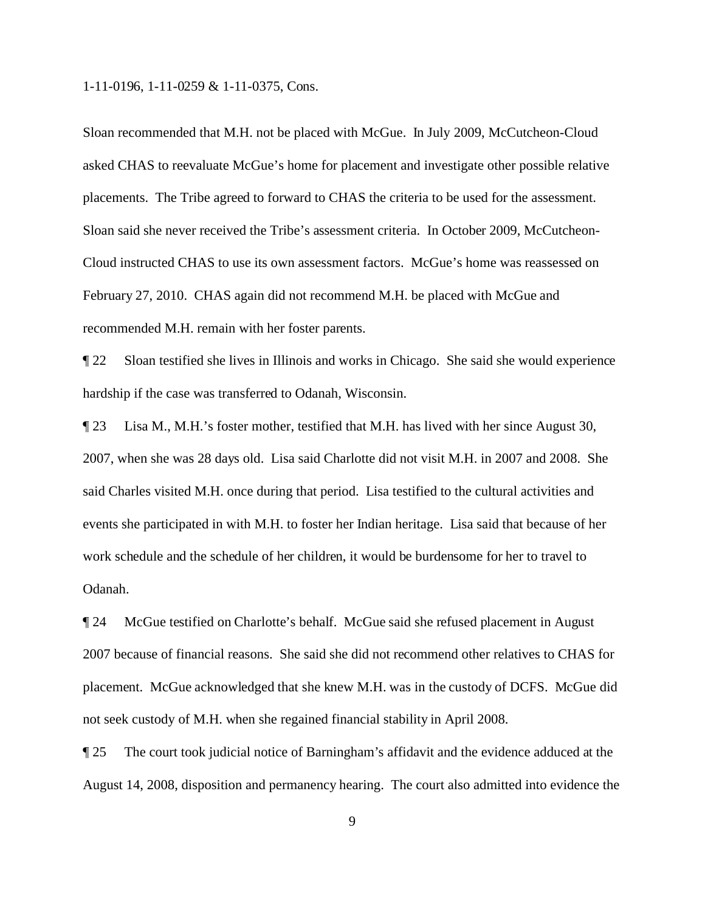Sloan recommended that M.H. not be placed with McGue. In July 2009, McCutcheon-Cloud asked CHAS to reevaluate McGue's home for placement and investigate other possible relative placements. The Tribe agreed to forward to CHAS the criteria to be used for the assessment. Sloan said she never received the Tribe's assessment criteria. In October 2009, McCutcheon-Cloud instructed CHAS to use its own assessment factors. McGue's home was reassessed on February 27, 2010. CHAS again did not recommend M.H. be placed with McGue and recommended M.H. remain with her foster parents.

¶ 22 Sloan testified she lives in Illinois and works in Chicago. She said she would experience hardship if the case was transferred to Odanah, Wisconsin.

¶ 23 Lisa M., M.H.'s foster mother, testified that M.H. has lived with her since August 30, 2007, when she was 28 days old. Lisa said Charlotte did not visit M.H. in 2007 and 2008. She said Charles visited M.H. once during that period. Lisa testified to the cultural activities and events she participated in with M.H. to foster her Indian heritage. Lisa said that because of her work schedule and the schedule of her children, it would be burdensome for her to travel to Odanah.

¶ 24 McGue testified on Charlotte's behalf. McGue said she refused placement in August 2007 because of financial reasons. She said she did not recommend other relatives to CHAS for placement. McGue acknowledged that she knew M.H. was in the custody of DCFS. McGue did not seek custody of M.H. when she regained financial stability in April 2008.

¶ 25 The court took judicial notice of Barningham's affidavit and the evidence adduced at the August 14, 2008, disposition and permanency hearing. The court also admitted into evidence the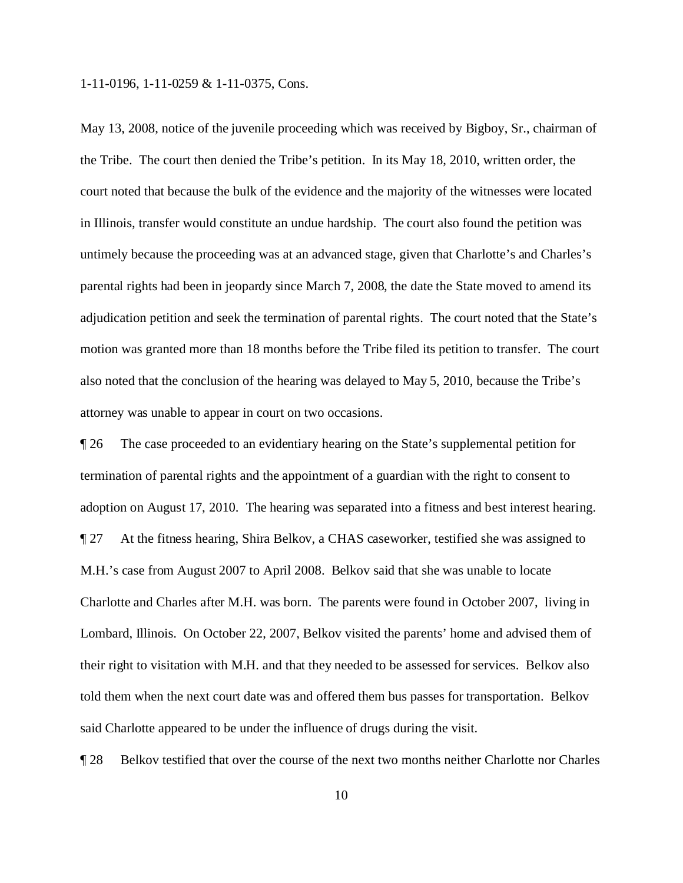May 13, 2008, notice of the juvenile proceeding which was received by Bigboy, Sr., chairman of the Tribe. The court then denied the Tribe's petition. In its May 18, 2010, written order, the court noted that because the bulk of the evidence and the majority of the witnesses were located in Illinois, transfer would constitute an undue hardship. The court also found the petition was untimely because the proceeding was at an advanced stage, given that Charlotte's and Charles's parental rights had been in jeopardy since March 7, 2008, the date the State moved to amend its adjudication petition and seek the termination of parental rights. The court noted that the State's motion was granted more than 18 months before the Tribe filed its petition to transfer. The court also noted that the conclusion of the hearing was delayed to May 5, 2010, because the Tribe's attorney was unable to appear in court on two occasions.

¶ 26 The case proceeded to an evidentiary hearing on the State's supplemental petition for termination of parental rights and the appointment of a guardian with the right to consent to adoption on August 17, 2010. The hearing was separated into a fitness and best interest hearing.

¶ 27 At the fitness hearing, Shira Belkov, a CHAS caseworker, testified she was assigned to M.H.'s case from August 2007 to April 2008. Belkov said that she was unable to locate Charlotte and Charles after M.H. was born. The parents were found in October 2007, living in Lombard, Illinois. On October 22, 2007, Belkov visited the parents' home and advised them of their right to visitation with M.H. and that they needed to be assessed for services. Belkov also told them when the next court date was and offered them bus passes for transportation. Belkov said Charlotte appeared to be under the influence of drugs during the visit.

¶ 28 Belkov testified that over the course of the next two months neither Charlotte nor Charles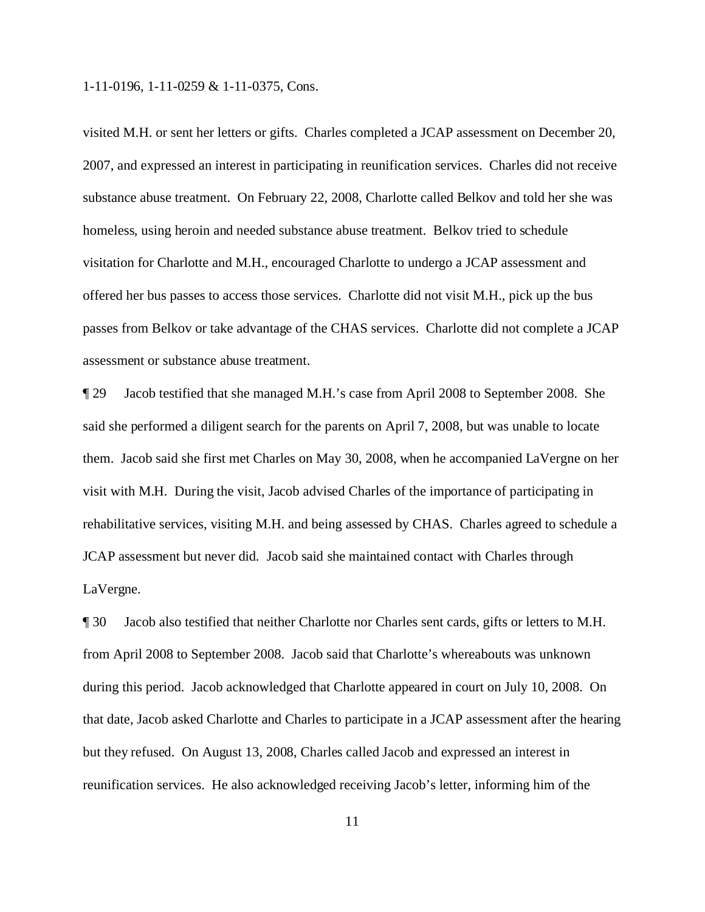visited M.H. or sent her letters or gifts. Charles completed a JCAP assessment on December 20, 2007, and expressed an interest in participating in reunification services. Charles did not receive substance abuse treatment. On February 22, 2008, Charlotte called Belkov and told her she was homeless, using heroin and needed substance abuse treatment. Belkov tried to schedule visitation for Charlotte and M.H., encouraged Charlotte to undergo a JCAP assessment and offered her bus passes to access those services. Charlotte did not visit M.H., pick up the bus passes from Belkov or take advantage of the CHAS services. Charlotte did not complete a JCAP assessment or substance abuse treatment.

¶ 29 Jacob testified that she managed M.H.'s case from April 2008 to September 2008. She said she performed a diligent search for the parents on April 7, 2008, but was unable to locate them. Jacob said she first met Charles on May 30, 2008, when he accompanied LaVergne on her visit with M.H. During the visit, Jacob advised Charles of the importance of participating in rehabilitative services, visiting M.H. and being assessed by CHAS. Charles agreed to schedule a JCAP assessment but never did. Jacob said she maintained contact with Charles through LaVergne.

¶ 30 Jacob also testified that neither Charlotte nor Charles sent cards, gifts or letters to M.H. from April 2008 to September 2008. Jacob said that Charlotte's whereabouts was unknown during this period. Jacob acknowledged that Charlotte appeared in court on July 10, 2008. On that date, Jacob asked Charlotte and Charles to participate in a JCAP assessment after the hearing but they refused. On August 13, 2008, Charles called Jacob and expressed an interest in reunification services. He also acknowledged receiving Jacob's letter, informing him of the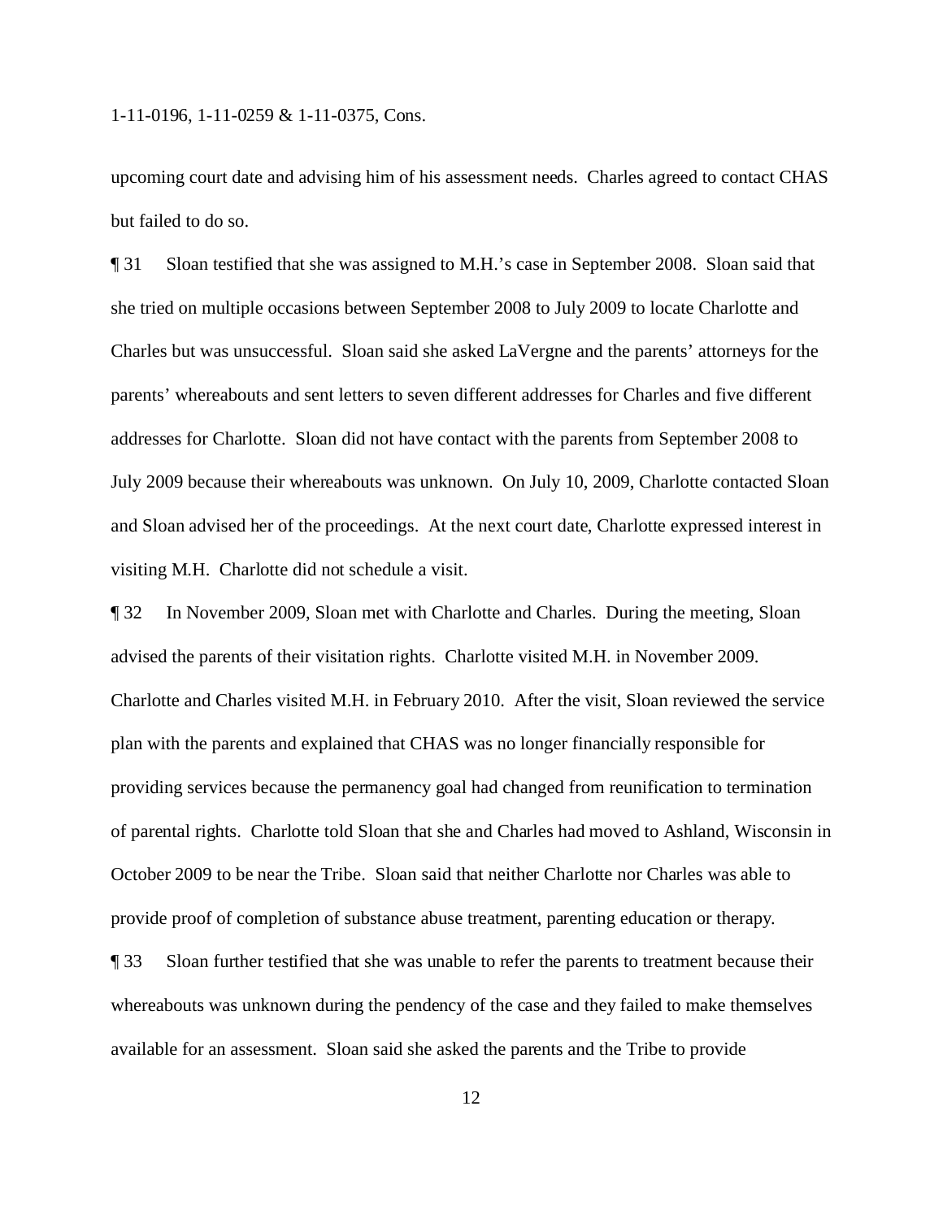upcoming court date and advising him of his assessment needs. Charles agreed to contact CHAS but failed to do so.

¶ 31 Sloan testified that she was assigned to M.H.'s case in September 2008. Sloan said that she tried on multiple occasions between September 2008 to July 2009 to locate Charlotte and Charles but was unsuccessful. Sloan said she asked LaVergne and the parents' attorneys for the parents' whereabouts and sent letters to seven different addresses for Charles and five different addresses for Charlotte. Sloan did not have contact with the parents from September 2008 to July 2009 because their whereabouts was unknown. On July 10, 2009, Charlotte contacted Sloan and Sloan advised her of the proceedings. At the next court date, Charlotte expressed interest in visiting M.H. Charlotte did not schedule a visit.

¶ 32 In November 2009, Sloan met with Charlotte and Charles. During the meeting, Sloan advised the parents of their visitation rights. Charlotte visited M.H. in November 2009. Charlotte and Charles visited M.H. in February 2010. After the visit, Sloan reviewed the service plan with the parents and explained that CHAS was no longer financially responsible for providing services because the permanency goal had changed from reunification to termination of parental rights. Charlotte told Sloan that she and Charles had moved to Ashland, Wisconsin in October 2009 to be near the Tribe. Sloan said that neither Charlotte nor Charles was able to provide proof of completion of substance abuse treatment, parenting education or therapy.

¶ 33 Sloan further testified that she was unable to refer the parents to treatment because their whereabouts was unknown during the pendency of the case and they failed to make themselves available for an assessment. Sloan said she asked the parents and the Tribe to provide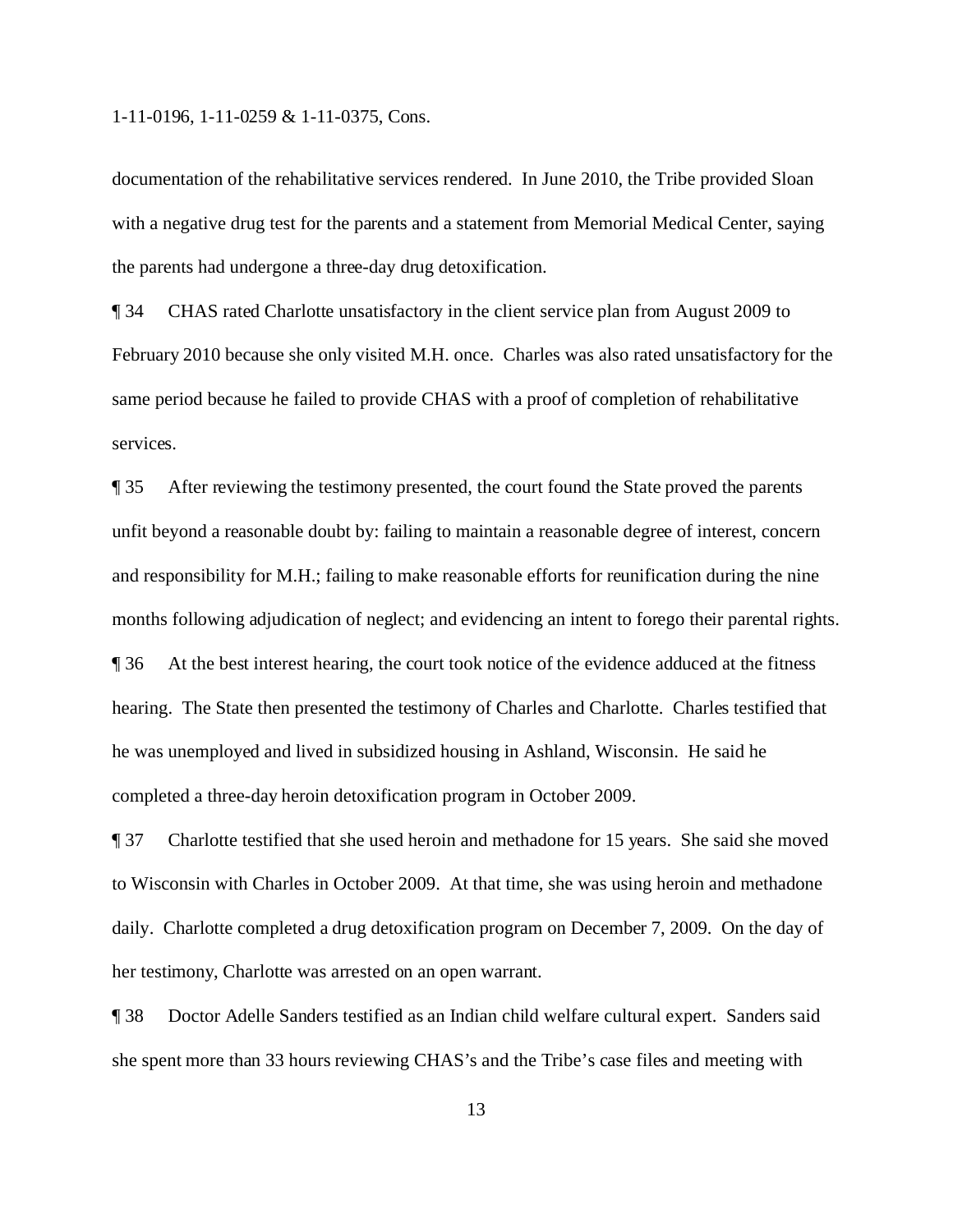documentation of the rehabilitative services rendered. In June 2010, the Tribe provided Sloan with a negative drug test for the parents and a statement from Memorial Medical Center, saying the parents had undergone a three-day drug detoxification.

¶ 34 CHAS rated Charlotte unsatisfactory in the client service plan from August 2009 to February 2010 because she only visited M.H. once. Charles was also rated unsatisfactory for the same period because he failed to provide CHAS with a proof of completion of rehabilitative services.

¶ 35 After reviewing the testimony presented, the court found the State proved the parents unfit beyond a reasonable doubt by: failing to maintain a reasonable degree of interest, concern and responsibility for M.H.; failing to make reasonable efforts for reunification during the nine months following adjudication of neglect; and evidencing an intent to forego their parental rights.

¶ 36 At the best interest hearing, the court took notice of the evidence adduced at the fitness hearing. The State then presented the testimony of Charles and Charlotte. Charles testified that he was unemployed and lived in subsidized housing in Ashland, Wisconsin. He said he completed a three-day heroin detoxification program in October 2009.

¶ 37 Charlotte testified that she used heroin and methadone for 15 years. She said she moved to Wisconsin with Charles in October 2009. At that time, she was using heroin and methadone daily. Charlotte completed a drug detoxification program on December 7, 2009. On the day of her testimony, Charlotte was arrested on an open warrant.

¶ 38 Doctor Adelle Sanders testified as an Indian child welfare cultural expert. Sanders said she spent more than 33 hours reviewing CHAS's and the Tribe's case files and meeting with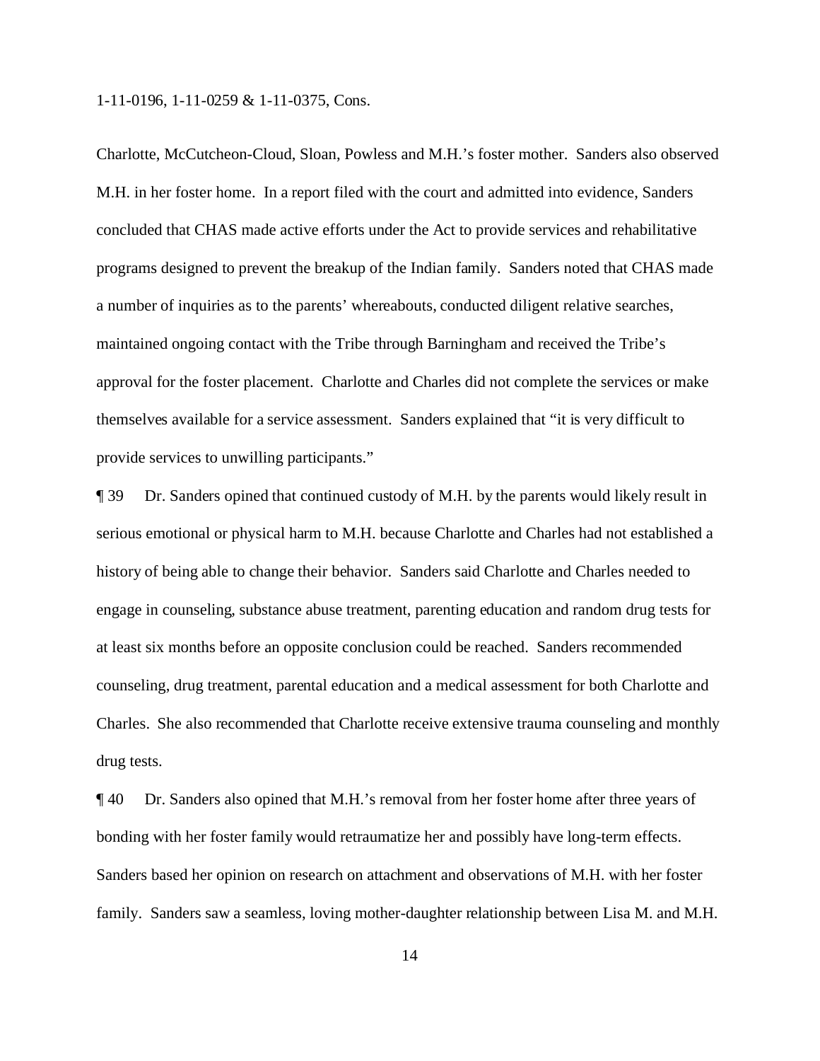Charlotte, McCutcheon-Cloud, Sloan, Powless and M.H.'s foster mother. Sanders also observed M.H. in her foster home. In a report filed with the court and admitted into evidence, Sanders concluded that CHAS made active efforts under the Act to provide services and rehabilitative programs designed to prevent the breakup of the Indian family. Sanders noted that CHAS made a number of inquiries as to the parents' whereabouts, conducted diligent relative searches, maintained ongoing contact with the Tribe through Barningham and received the Tribe's approval for the foster placement. Charlotte and Charles did not complete the services or make themselves available for a service assessment. Sanders explained that "it is very difficult to provide services to unwilling participants."

¶ 39 Dr. Sanders opined that continued custody of M.H. by the parents would likely result in serious emotional or physical harm to M.H. because Charlotte and Charles had not established a history of being able to change their behavior. Sanders said Charlotte and Charles needed to engage in counseling, substance abuse treatment, parenting education and random drug tests for at least six months before an opposite conclusion could be reached. Sanders recommended counseling, drug treatment, parental education and a medical assessment for both Charlotte and Charles. She also recommended that Charlotte receive extensive trauma counseling and monthly drug tests.

¶ 40 Dr. Sanders also opined that M.H.'s removal from her foster home after three years of bonding with her foster family would retraumatize her and possibly have long-term effects. Sanders based her opinion on research on attachment and observations of M.H. with her foster family. Sanders saw a seamless, loving mother-daughter relationship between Lisa M. and M.H.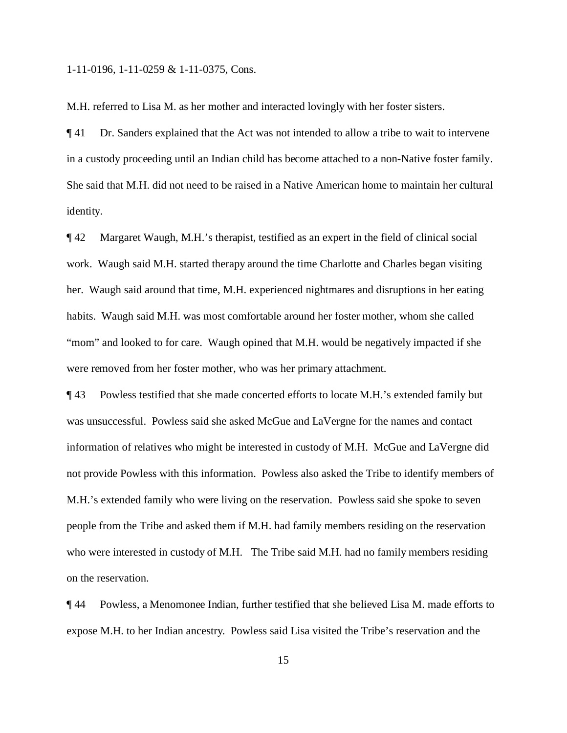M.H. referred to Lisa M. as her mother and interacted lovingly with her foster sisters.

¶ 41 Dr. Sanders explained that the Act was not intended to allow a tribe to wait to intervene in a custody proceeding until an Indian child has become attached to a non-Native foster family. She said that M.H. did not need to be raised in a Native American home to maintain her cultural identity.

¶ 42 Margaret Waugh, M.H.'s therapist, testified as an expert in the field of clinical social work. Waugh said M.H. started therapy around the time Charlotte and Charles began visiting her. Waugh said around that time, M.H. experienced nightmares and disruptions in her eating habits. Waugh said M.H. was most comfortable around her foster mother, whom she called "mom" and looked to for care. Waugh opined that M.H. would be negatively impacted if she were removed from her foster mother, who was her primary attachment.

¶ 43 Powless testified that she made concerted efforts to locate M.H.'s extended family but was unsuccessful. Powless said she asked McGue and LaVergne for the names and contact information of relatives who might be interested in custody of M.H. McGue and LaVergne did not provide Powless with this information. Powless also asked the Tribe to identify members of M.H.'s extended family who were living on the reservation. Powless said she spoke to seven people from the Tribe and asked them if M.H. had family members residing on the reservation who were interested in custody of M.H. The Tribe said M.H. had no family members residing on the reservation.

¶ 44 Powless, a Menomonee Indian, further testified that she believed Lisa M. made efforts to expose M.H. to her Indian ancestry. Powless said Lisa visited the Tribe's reservation and the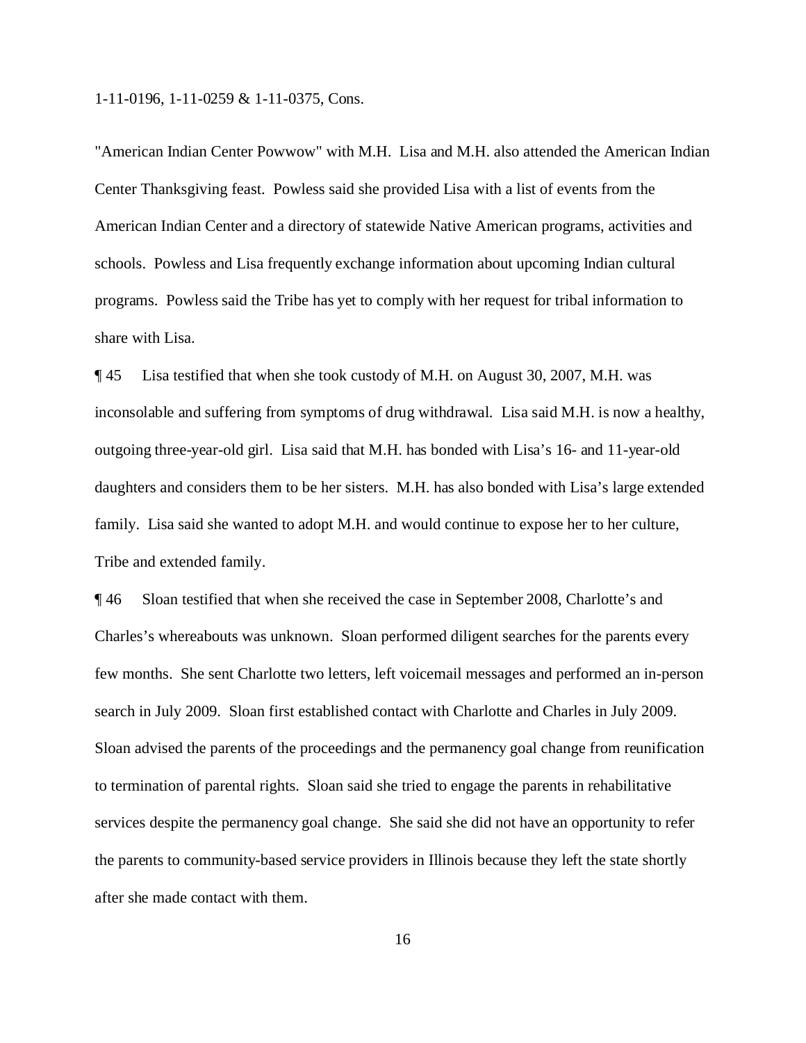"American Indian Center Powwow" with M.H. Lisa and M.H. also attended the American Indian Center Thanksgiving feast. Powless said she provided Lisa with a list of events from the American Indian Center and a directory of statewide Native American programs, activities and schools. Powless and Lisa frequently exchange information about upcoming Indian cultural programs. Powless said the Tribe has yet to comply with her request for tribal information to share with Lisa.

¶ 45 Lisa testified that when she took custody of M.H. on August 30, 2007, M.H. was inconsolable and suffering from symptoms of drug withdrawal. Lisa said M.H. is now a healthy, outgoing three-year-old girl. Lisa said that M.H. has bonded with Lisa's 16- and 11-year-old daughters and considers them to be her sisters. M.H. has also bonded with Lisa's large extended family. Lisa said she wanted to adopt M.H. and would continue to expose her to her culture, Tribe and extended family.

¶ 46 Sloan testified that when she received the case in September 2008, Charlotte's and Charles's whereabouts was unknown. Sloan performed diligent searches for the parents every few months. She sent Charlotte two letters, left voicemail messages and performed an in-person search in July 2009. Sloan first established contact with Charlotte and Charles in July 2009. Sloan advised the parents of the proceedings and the permanency goal change from reunification to termination of parental rights. Sloan said she tried to engage the parents in rehabilitative services despite the permanency goal change. She said she did not have an opportunity to refer the parents to community-based service providers in Illinois because they left the state shortly after she made contact with them.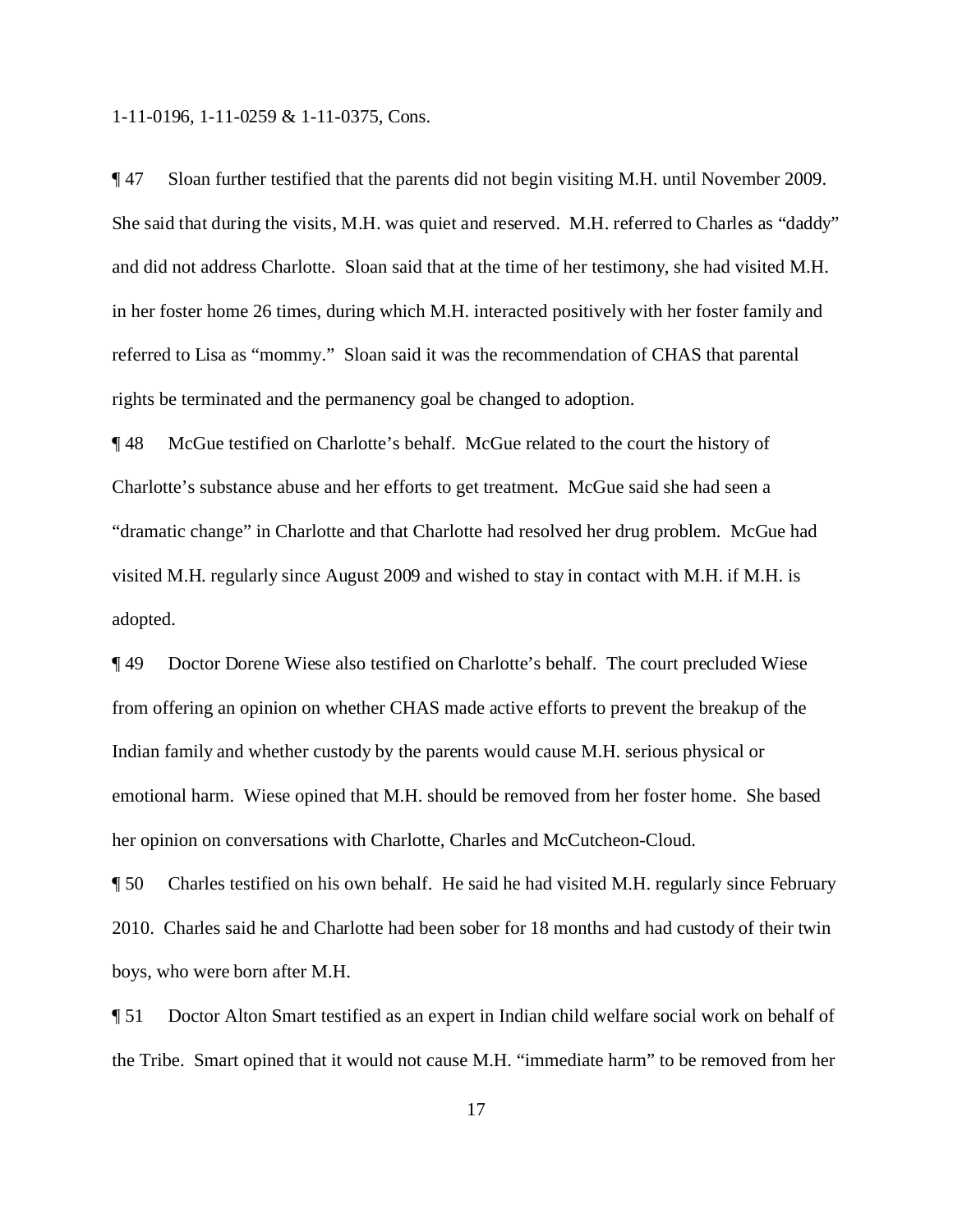¶ 47 Sloan further testified that the parents did not begin visiting M.H. until November 2009. She said that during the visits, M.H. was quiet and reserved. M.H. referred to Charles as "daddy" and did not address Charlotte. Sloan said that at the time of her testimony, she had visited M.H. in her foster home 26 times, during which M.H. interacted positively with her foster family and referred to Lisa as "mommy." Sloan said it was the recommendation of CHAS that parental rights be terminated and the permanency goal be changed to adoption.

¶ 48 McGue testified on Charlotte's behalf. McGue related to the court the history of Charlotte's substance abuse and her efforts to get treatment. McGue said she had seen a "dramatic change" in Charlotte and that Charlotte had resolved her drug problem. McGue had visited M.H. regularly since August 2009 and wished to stay in contact with M.H. if M.H. is adopted.

¶ 49 Doctor Dorene Wiese also testified on Charlotte's behalf. The court precluded Wiese from offering an opinion on whether CHAS made active efforts to prevent the breakup of the Indian family and whether custody by the parents would cause M.H. serious physical or emotional harm. Wiese opined that M.H. should be removed from her foster home. She based her opinion on conversations with Charlotte, Charles and McCutcheon-Cloud.

¶ 50 Charles testified on his own behalf. He said he had visited M.H. regularly since February 2010. Charles said he and Charlotte had been sober for 18 months and had custody of their twin boys, who were born after M.H.

¶ 51 Doctor Alton Smart testified as an expert in Indian child welfare social work on behalf of the Tribe. Smart opined that it would not cause M.H. "immediate harm" to be removed from her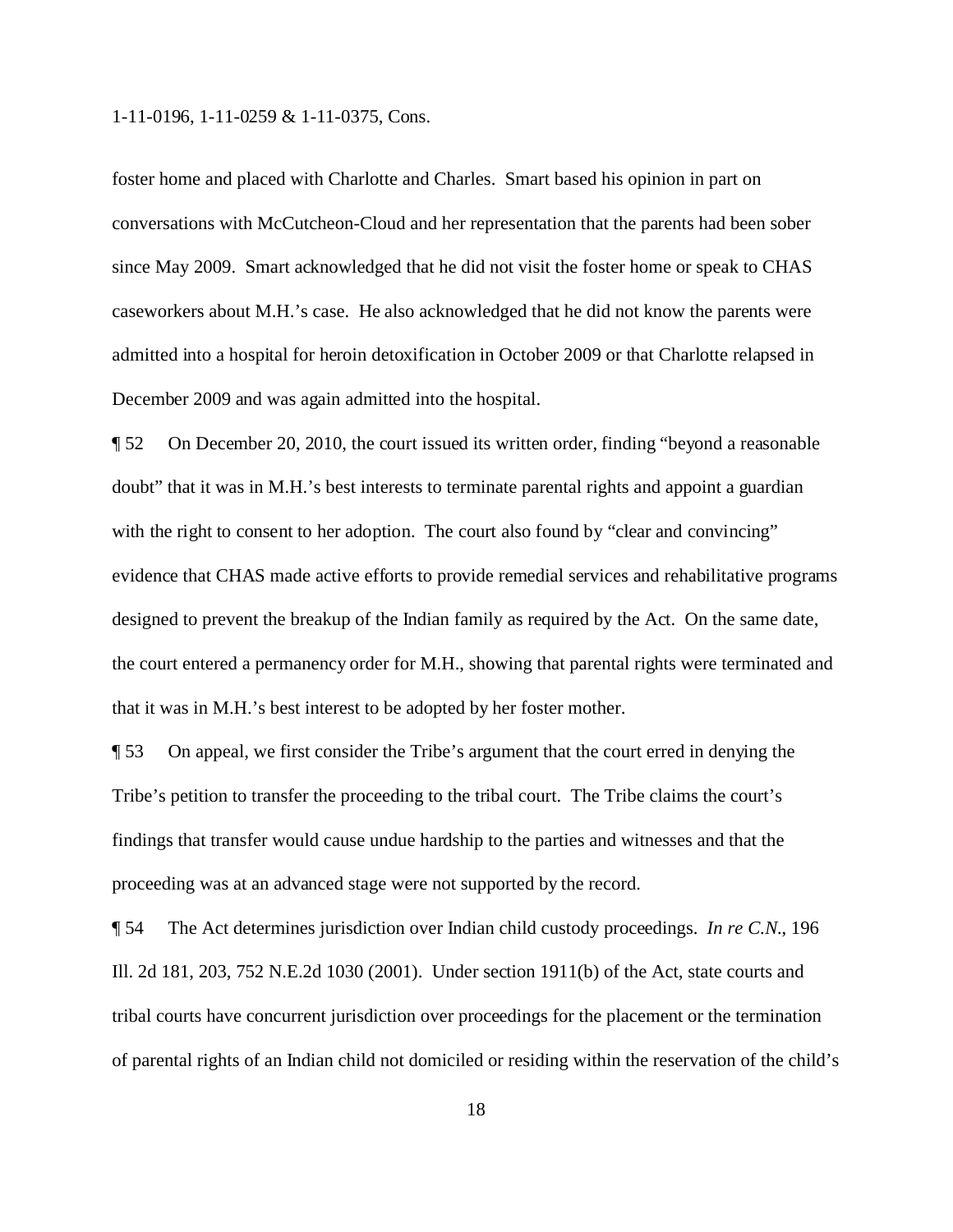foster home and placed with Charlotte and Charles. Smart based his opinion in part on conversations with McCutcheon-Cloud and her representation that the parents had been sober since May 2009. Smart acknowledged that he did not visit the foster home or speak to CHAS caseworkers about M.H.'s case. He also acknowledged that he did not know the parents were admitted into a hospital for heroin detoxification in October 2009 or that Charlotte relapsed in December 2009 and was again admitted into the hospital.

¶ 52 On December 20, 2010, the court issued its written order, finding "beyond a reasonable doubt" that it was in M.H.'s best interests to terminate parental rights and appoint a guardian with the right to consent to her adoption. The court also found by "clear and convincing" evidence that CHAS made active efforts to provide remedial services and rehabilitative programs designed to prevent the breakup of the Indian family as required by the Act. On the same date, the court entered a permanency order for M.H., showing that parental rights were terminated and that it was in M.H.'s best interest to be adopted by her foster mother.

¶ 53 On appeal, we first consider the Tribe's argument that the court erred in denying the Tribe's petition to transfer the proceeding to the tribal court. The Tribe claims the court's findings that transfer would cause undue hardship to the parties and witnesses and that the proceeding was at an advanced stage were not supported by the record.

¶ 54 The Act determines jurisdiction over Indian child custody proceedings. *In re C.N.*, 196 Ill. 2d 181, 203, 752 N.E.2d 1030 (2001). Under section 1911(b) of the Act, state courts and tribal courts have concurrent jurisdiction over proceedings for the placement or the termination of parental rights of an Indian child not domiciled or residing within the reservation of the child's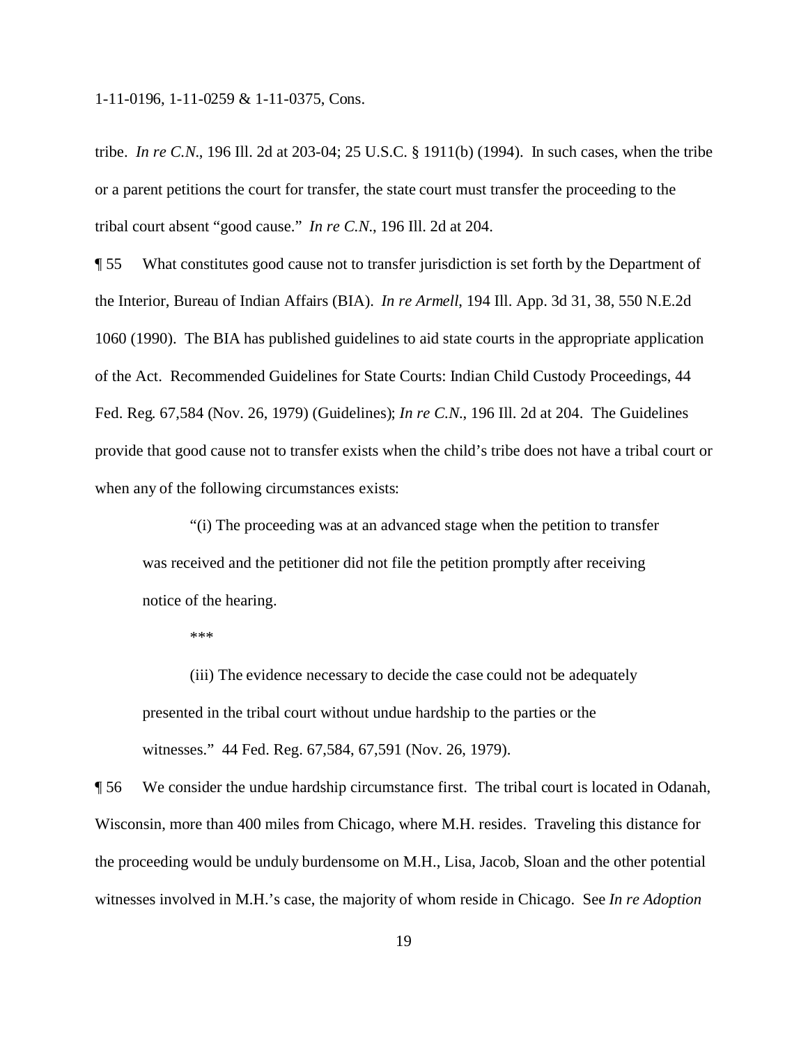tribe. *In re C.N.*, 196 Ill. 2d at 203-04; 25 U.S.C. § 1911(b) (1994). In such cases, when the tribe or a parent petitions the court for transfer, the state court must transfer the proceeding to the tribal court absent "good cause." *In re C.N.*, 196 Ill. 2d at 204.

¶ 55 What constitutes good cause not to transfer jurisdiction is set forth by the Department of the Interior, Bureau of Indian Affairs (BIA). *In re Armell*, 194 Ill. App. 3d 31, 38, 550 N.E.2d 1060 (1990). The BIA has published guidelines to aid state courts in the appropriate application of the Act. Recommended Guidelines for State Courts: Indian Child Custody Proceedings, 44 Fed. Reg. 67,584 (Nov. 26, 1979) (Guidelines); *In re C.N.*, 196 Ill. 2d at 204. The Guidelines provide that good cause not to transfer exists when the child's tribe does not have a tribal court or when any of the following circumstances exists:

> "(i) The proceeding was at an advanced stage when the petition to transfer was received and the petitioner did not file the petition promptly after receiving notice of the hearing.
>
> \*\*\*
>
> (iii) The evidence necessary to decide the case could not be adequately presented in the tribal court without undue hardship to the parties or the witnesses." 44 Fed. Reg. 67,584, 67,591 (Nov. 26, 1979).

¶ 56 We consider the undue hardship circumstance first. The tribal court is located in Odanah, Wisconsin, more than 400 miles from Chicago, where M.H. resides. Traveling this distance for the proceeding would be unduly burdensome on M.H., Lisa, Jacob, Sloan and the other potential witnesses involved in M.H.'s case, the majority of whom reside in Chicago. See *In re Adoption*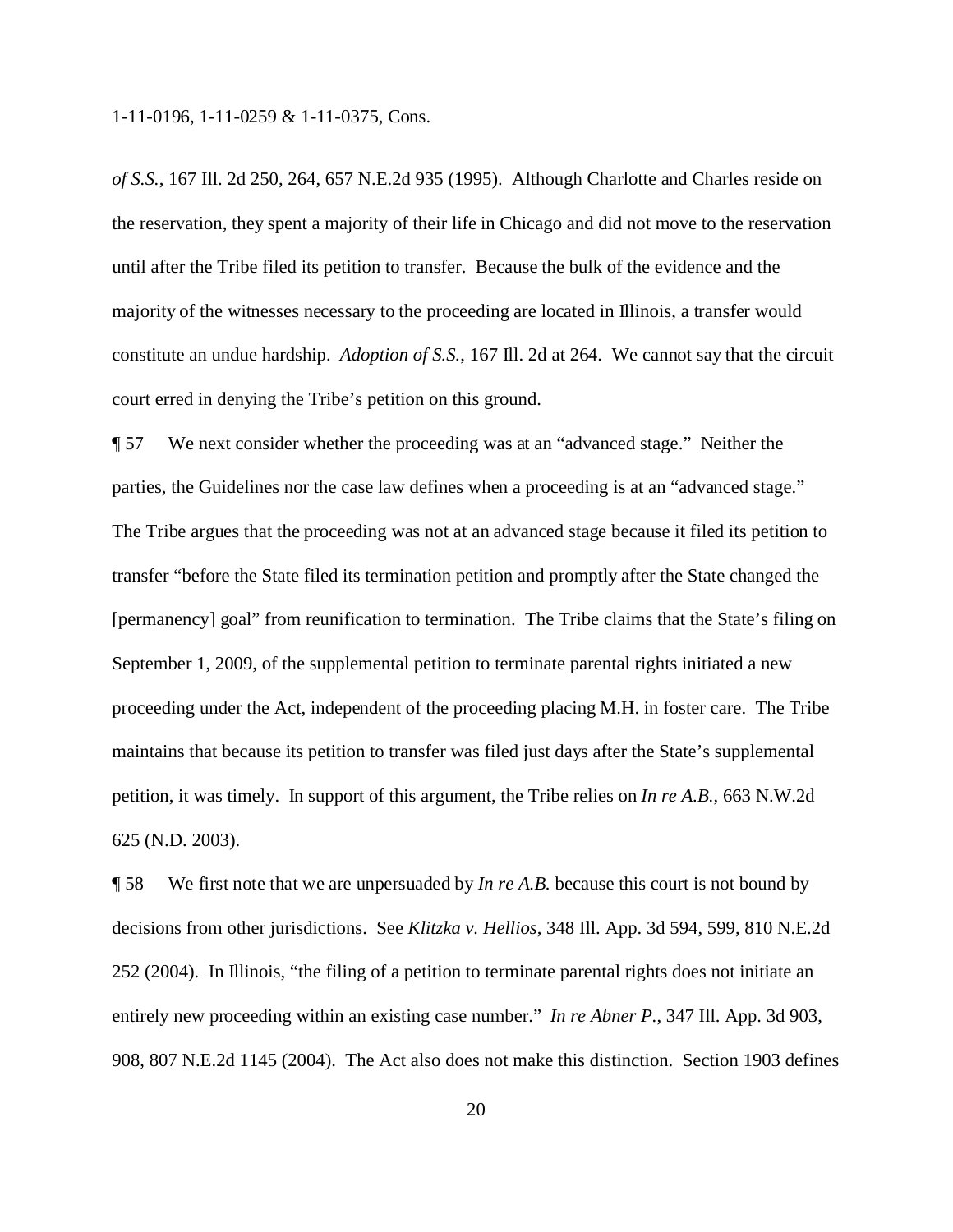*of S.S.*, 167 Ill. 2d 250, 264, 657 N.E.2d 935 (1995). Although Charlotte and Charles reside on the reservation, they spent a majority of their life in Chicago and did not move to the reservation until after the Tribe filed its petition to transfer. Because the bulk of the evidence and the majority of the witnesses necessary to the proceeding are located in Illinois, a transfer would constitute an undue hardship. *Adoption of S.S.*, 167 Ill. 2d at 264. We cannot say that the circuit court erred in denying the Tribe's petition on this ground.

¶ 57 We next consider whether the proceeding was at an "advanced stage." Neither the parties, the Guidelines nor the case law defines when a proceeding is at an "advanced stage." The Tribe argues that the proceeding was not at an advanced stage because it filed its petition to transfer "before the State filed its termination petition and promptly after the State changed the [permanency] goal" from reunification to termination. The Tribe claims that the State's filing on September 1, 2009, of the supplemental petition to terminate parental rights initiated a new proceeding under the Act, independent of the proceeding placing M.H. in foster care. The Tribe maintains that because its petition to transfer was filed just days after the State's supplemental petition, it was timely. In support of this argument, the Tribe relies on *In re A.B.*, 663 N.W.2d 625 (N.D. 2003).

¶ 58 We first note that we are unpersuaded by *In re A.B.* because this court is not bound by decisions from other jurisdictions. See *Klitzka v. Hellios*, 348 Ill. App. 3d 594, 599, 810 N.E.2d 252 (2004). In Illinois, "the filing of a petition to terminate parental rights does not initiate an entirely new proceeding within an existing case number." *In re Abner P.*, 347 Ill. App. 3d 903, 908, 807 N.E.2d 1145 (2004). The Act also does not make this distinction. Section 1903 defines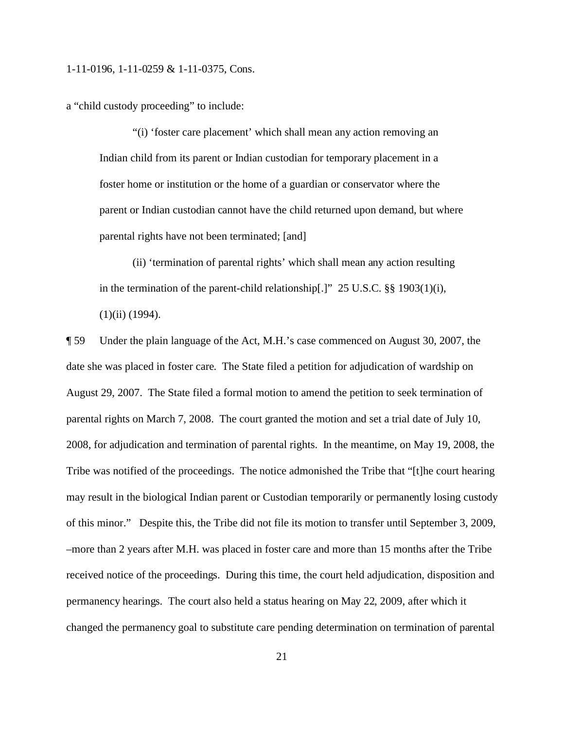a "child custody proceeding" to include:

> "(i) 'foster care placement' which shall mean any action removing an Indian child from its parent or Indian custodian for temporary placement in a foster home or institution or the home of a guardian or conservator where the parent or Indian custodian cannot have the child returned upon demand, but where parental rights have not been terminated; [and]
>
> (ii) 'termination of parental rights' which shall mean any action resulting in the termination of the parent-child relationship[.]" 25 U.S.C. §§ 1903(1)(i), (1)(ii) (1994).

¶ 59 Under the plain language of the Act, M.H.'s case commenced on August 30, 2007, the date she was placed in foster care. The State filed a petition for adjudication of wardship on August 29, 2007. The State filed a formal motion to amend the petition to seek termination of parental rights on March 7, 2008. The court granted the motion and set a trial date of July 10, 2008, for adjudication and termination of parental rights. In the meantime, on May 19, 2008, the Tribe was notified of the proceedings. The notice admonished the Tribe that "[t]he court hearing may result in the biological Indian parent or Custodian temporarily or permanently losing custody of this minor." Despite this, the Tribe did not file its motion to transfer until September 3, 2009, –more than 2 years after M.H. was placed in foster care and more than 15 months after the Tribe received notice of the proceedings. During this time, the court held adjudication, disposition and permanency hearings. The court also held a status hearing on May 22, 2009, after which it changed the permanency goal to substitute care pending determination on termination of parental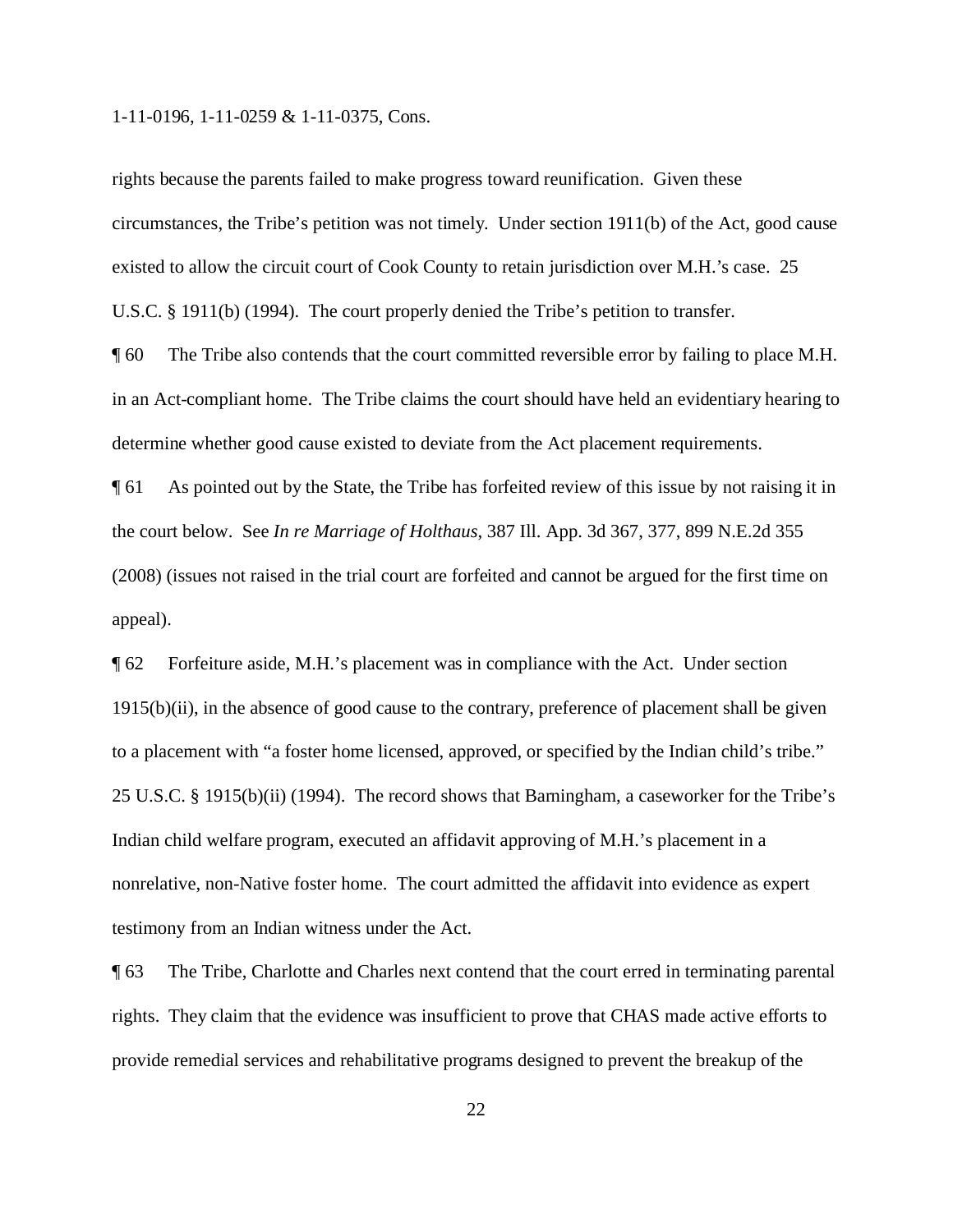rights because the parents failed to make progress toward reunification. Given these circumstances, the Tribe's petition was not timely. Under section 1911(b) of the Act, good cause existed to allow the circuit court of Cook County to retain jurisdiction over M.H.'s case. 25 U.S.C. § 1911(b) (1994). The court properly denied the Tribe's petition to transfer.

¶ 60 The Tribe also contends that the court committed reversible error by failing to place M.H. in an Act-compliant home. The Tribe claims the court should have held an evidentiary hearing to determine whether good cause existed to deviate from the Act placement requirements.

¶ 61 As pointed out by the State, the Tribe has forfeited review of this issue by not raising it in the court below. See *In re Marriage of Holthaus*, 387 Ill. App. 3d 367, 377, 899 N.E.2d 355 (2008) (issues not raised in the trial court are forfeited and cannot be argued for the first time on appeal).

¶ 62 Forfeiture aside, M.H.'s placement was in compliance with the Act. Under section 1915(b)(ii), in the absence of good cause to the contrary, preference of placement shall be given to a placement with "a foster home licensed, approved, or specified by the Indian child's tribe." 25 U.S.C. § 1915(b)(ii) (1994). The record shows that Bamingham, a caseworker for the Tribe's Indian child welfare program, executed an affidavit approving of M.H.'s placement in a nonrelative, non-Native foster home. The court admitted the affidavit into evidence as expert testimony from an Indian witness under the Act.

¶ 63 The Tribe, Charlotte and Charles next contend that the court erred in terminating parental rights. They claim that the evidence was insufficient to prove that CHAS made active efforts to provide remedial services and rehabilitative programs designed to prevent the breakup of the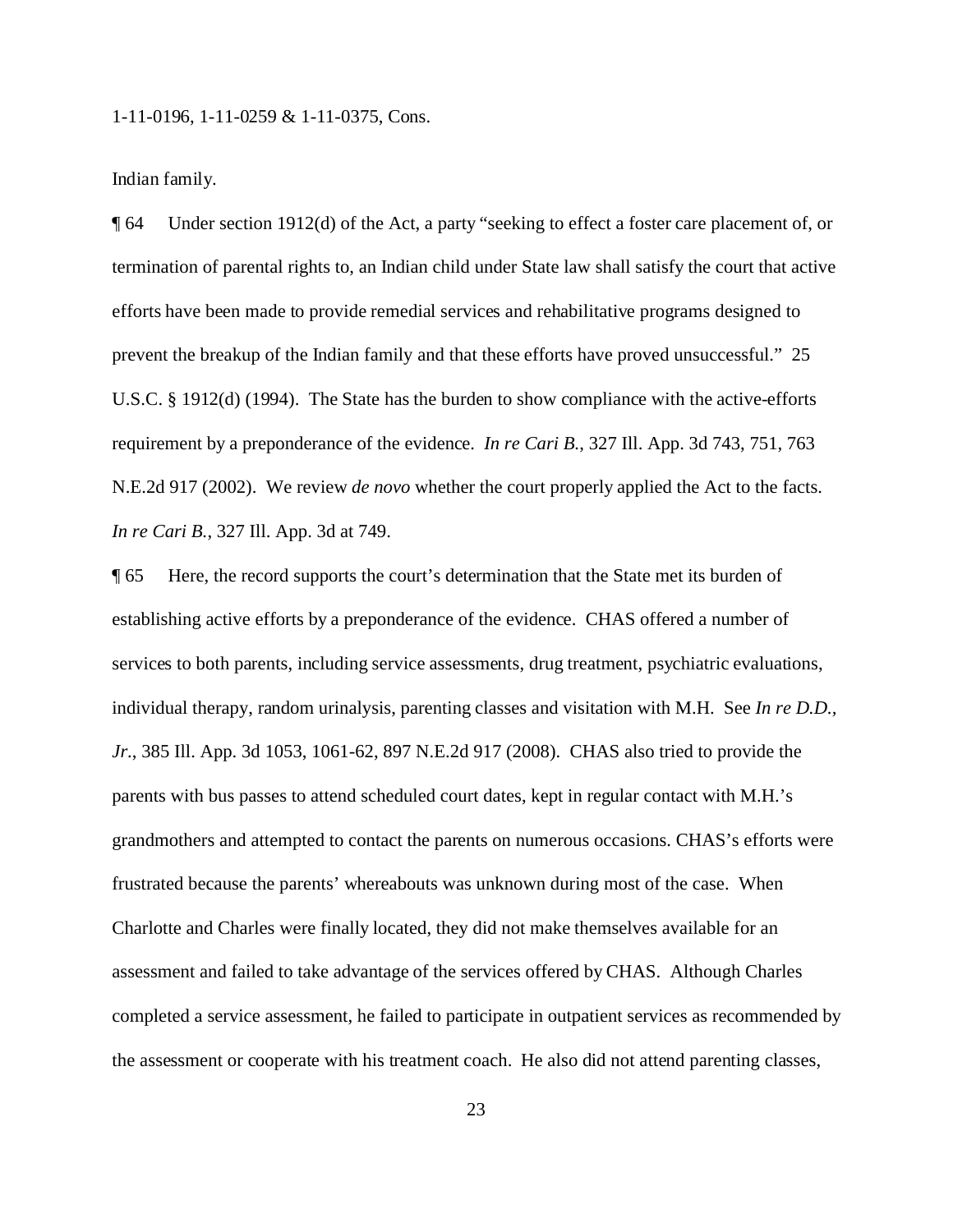Indian family.

¶ 64 Under section 1912(d) of the Act, a party "seeking to effect a foster care placement of, or termination of parental rights to, an Indian child under State law shall satisfy the court that active efforts have been made to provide remedial services and rehabilitative programs designed to prevent the breakup of the Indian family and that these efforts have proved unsuccessful." 25 U.S.C. § 1912(d) (1994). The State has the burden to show compliance with the active-efforts requirement by a preponderance of the evidence. *In re Cari B.*, 327 Ill. App. 3d 743, 751, 763 N.E.2d 917 (2002). We review *de novo* whether the court properly applied the Act to the facts. *In re Cari B.*, 327 Ill. App. 3d at 749.

¶ 65 Here, the record supports the court's determination that the State met its burden of establishing active efforts by a preponderance of the evidence. CHAS offered a number of services to both parents, including service assessments, drug treatment, psychiatric evaluations, individual therapy, random urinalysis, parenting classes and visitation with M.H. See *In re D.D., Jr.*, 385 Ill. App. 3d 1053, 1061-62, 897 N.E.2d 917 (2008). CHAS also tried to provide the parents with bus passes to attend scheduled court dates, kept in regular contact with M.H.'s grandmothers and attempted to contact the parents on numerous occasions. CHAS's efforts were frustrated because the parents' whereabouts was unknown during most of the case. When Charlotte and Charles were finally located, they did not make themselves available for an assessment and failed to take advantage of the services offered by CHAS. Although Charles completed a service assessment, he failed to participate in outpatient services as recommended by the assessment or cooperate with his treatment coach. He also did not attend parenting classes,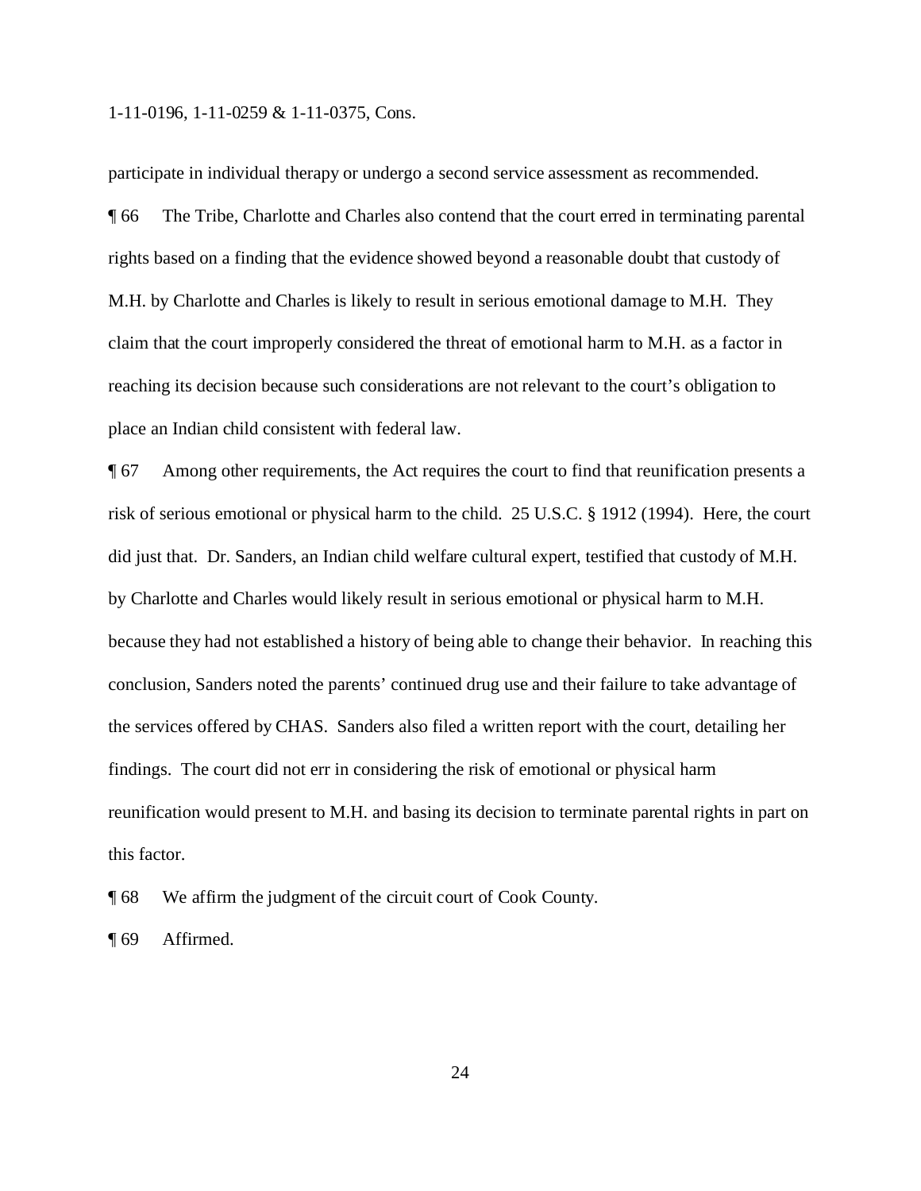participate in individual therapy or undergo a second service assessment as recommended.

¶ 66 The Tribe, Charlotte and Charles also contend that the court erred in terminating parental rights based on a finding that the evidence showed beyond a reasonable doubt that custody of M.H. by Charlotte and Charles is likely to result in serious emotional damage to M.H. They claim that the court improperly considered the threat of emotional harm to M.H. as a factor in reaching its decision because such considerations are not relevant to the court's obligation to place an Indian child consistent with federal law.

¶ 67 Among other requirements, the Act requires the court to find that reunification presents a risk of serious emotional or physical harm to the child. 25 U.S.C. § 1912 (1994). Here, the court did just that. Dr. Sanders, an Indian child welfare cultural expert, testified that custody of M.H. by Charlotte and Charles would likely result in serious emotional or physical harm to M.H. because they had not established a history of being able to change their behavior. In reaching this conclusion, Sanders noted the parents' continued drug use and their failure to take advantage of the services offered by CHAS. Sanders also filed a written report with the court, detailing her findings. The court did not err in considering the risk of emotional or physical harm reunification would present to M.H. and basing its decision to terminate parental rights in part on this factor.

¶ 68 We affirm the judgment of the circuit court of Cook County.

¶ 69 Affirmed.